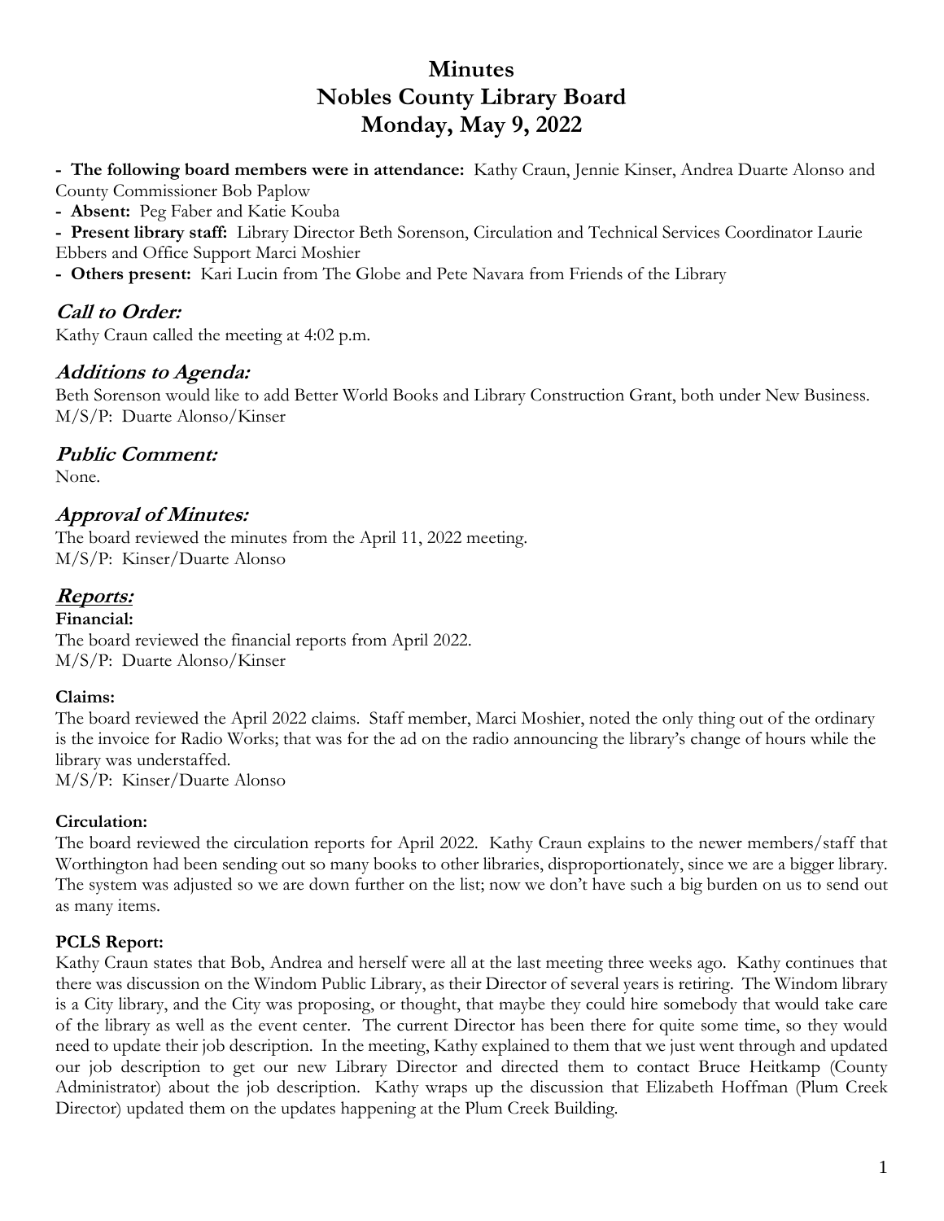# Minutes
# Nobles County Library Board
# Monday, May 9, 2022

- **The following board members were in attendance:** Kathy Craun, Jennie Kinser, Andrea Duarte Alonso and County Commissioner Bob Paplow
- **Absent:** Peg Faber and Katie Kouba
- **Present library staff:** Library Director Beth Sorenson, Circulation and Technical Services Coordinator Laurie Ebbers and Office Support Marci Moshier
- **Others present:** Kari Lucin from The Globe and Pete Navara from Friends of the Library

## *Call to Order:*

Kathy Craun called the meeting at 4:02 p.m.

## *Additions to Agenda:*

Beth Sorenson would like to add Better World Books and Library Construction Grant, both under New Business.
M/S/P: Duarte Alonso/Kinser

## *Public Comment:*

None.

## *Approval of Minutes:*

The board reviewed the minutes from the April 11, 2022 meeting.
M/S/P: Kinser/Duarte Alonso

## *Reports:*

**Financial:**
The board reviewed the financial reports from April 2022.
M/S/P: Duarte Alonso/Kinser

**Claims:**
The board reviewed the April 2022 claims. Staff member, Marci Moshier, noted the only thing out of the ordinary is the invoice for Radio Works; that was for the ad on the radio announcing the library's change of hours while the library was understaffed.
M/S/P: Kinser/Duarte Alonso

**Circulation:**
The board reviewed the circulation reports for April 2022. Kathy Craun explains to the newer members/staff that Worthington had been sending out so many books to other libraries, disproportionately, since we are a bigger library. The system was adjusted so we are down further on the list; now we don't have such a big burden on us to send out as many items.

**PCLS Report:**
Kathy Craun states that Bob, Andrea and herself were all at the last meeting three weeks ago. Kathy continues that there was discussion on the Windom Public Library, as their Director of several years is retiring. The Windom library is a City library, and the City was proposing, or thought, that maybe they could hire somebody that would take care of the library as well as the event center. The current Director has been there for quite some time, so they would need to update their job description. In the meeting, Kathy explained to them that we just went through and updated our job description to get our new Library Director and directed them to contact Bruce Heitkamp (County Administrator) about the job description. Kathy wraps up the discussion that Elizabeth Hoffman (Plum Creek Director) updated them on the updates happening at the Plum Creek Building.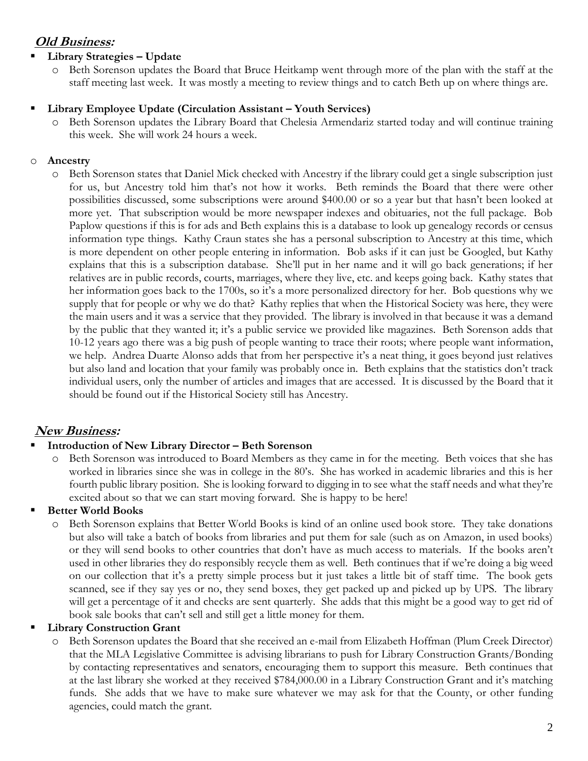## ***Old Business:***

- **Library Strategies – Update**
  - Beth Sorenson updates the Board that Bruce Heitkamp went through more of the plan with the staff at the staff meeting last week. It was mostly a meeting to review things and to catch Beth up on where things are.

- **Library Employee Update (Circulation Assistant – Youth Services)**
  - Beth Sorenson updates the Library Board that Chelesia Armendariz started today and will continue training this week. She will work 24 hours a week.

- **Ancestry**
  - Beth Sorenson states that Daniel Mick checked with Ancestry if the library could get a single subscription just for us, but Ancestry told him that's not how it works. Beth reminds the Board that there were other possibilities discussed, some subscriptions were around $400.00 or so a year but that hasn't been looked at more yet. That subscription would be more newspaper indexes and obituaries, not the full package. Bob Paplow questions if this is for ads and Beth explains this is a database to look up genealogy records or census information type things. Kathy Craun states she has a personal subscription to Ancestry at this time, which is more dependent on other people entering in information. Bob asks if it can just be Googled, but Kathy explains that this is a subscription database. She'll put in her name and it will go back generations; if her relatives are in public records, courts, marriages, where they live, etc. and keeps going back. Kathy states that her information goes back to the 1700s, so it's a more personalized directory for her. Bob questions why we supply that for people or why we do that? Kathy replies that when the Historical Society was here, they were the main users and it was a service that they provided. The library is involved in that because it was a demand by the public that they wanted it; it's a public service we provided like magazines. Beth Sorenson adds that 10-12 years ago there was a big push of people wanting to trace their roots; where people want information, we help. Andrea Duarte Alonso adds that from her perspective it's a neat thing, it goes beyond just relatives but also land and location that your family was probably once in. Beth explains that the statistics don't track individual users, only the number of articles and images that are accessed. It is discussed by the Board that it should be found out if the Historical Society still has Ancestry.

## ***New Business:***

- **Introduction of New Library Director – Beth Sorenson**
  - Beth Sorenson was introduced to Board Members as they came in for the meeting. Beth voices that she has worked in libraries since she was in college in the 80's. She has worked in academic libraries and this is her fourth public library position. She is looking forward to digging in to see what the staff needs and what they're excited about so that we can start moving forward. She is happy to be here!
- **Better World Books**
  - Beth Sorenson explains that Better World Books is kind of an online used book store. They take donations but also will take a batch of books from libraries and put them for sale (such as on Amazon, in used books) or they will send books to other countries that don't have as much access to materials. If the books aren't used in other libraries they do responsibly recycle them as well. Beth continues that if we're doing a big weed on our collection that it's a pretty simple process but it just takes a little bit of staff time. The book gets scanned, see if they say yes or no, they send boxes, they get packed up and picked up by UPS. The library will get a percentage of it and checks are sent quarterly. She adds that this might be a good way to get rid of book sale books that can't sell and still get a little money for them.
- **Library Construction Grant**
  - Beth Sorenson updates the Board that she received an e-mail from Elizabeth Hoffman (Plum Creek Director) that the MLA Legislative Committee is advising librarians to push for Library Construction Grants/Bonding by contacting representatives and senators, encouraging them to support this measure. Beth continues that at the last library she worked at they received $784,000.00 in a Library Construction Grant and it's matching funds. She adds that we have to make sure whatever we may ask for that the County, or other funding agencies, could match the grant.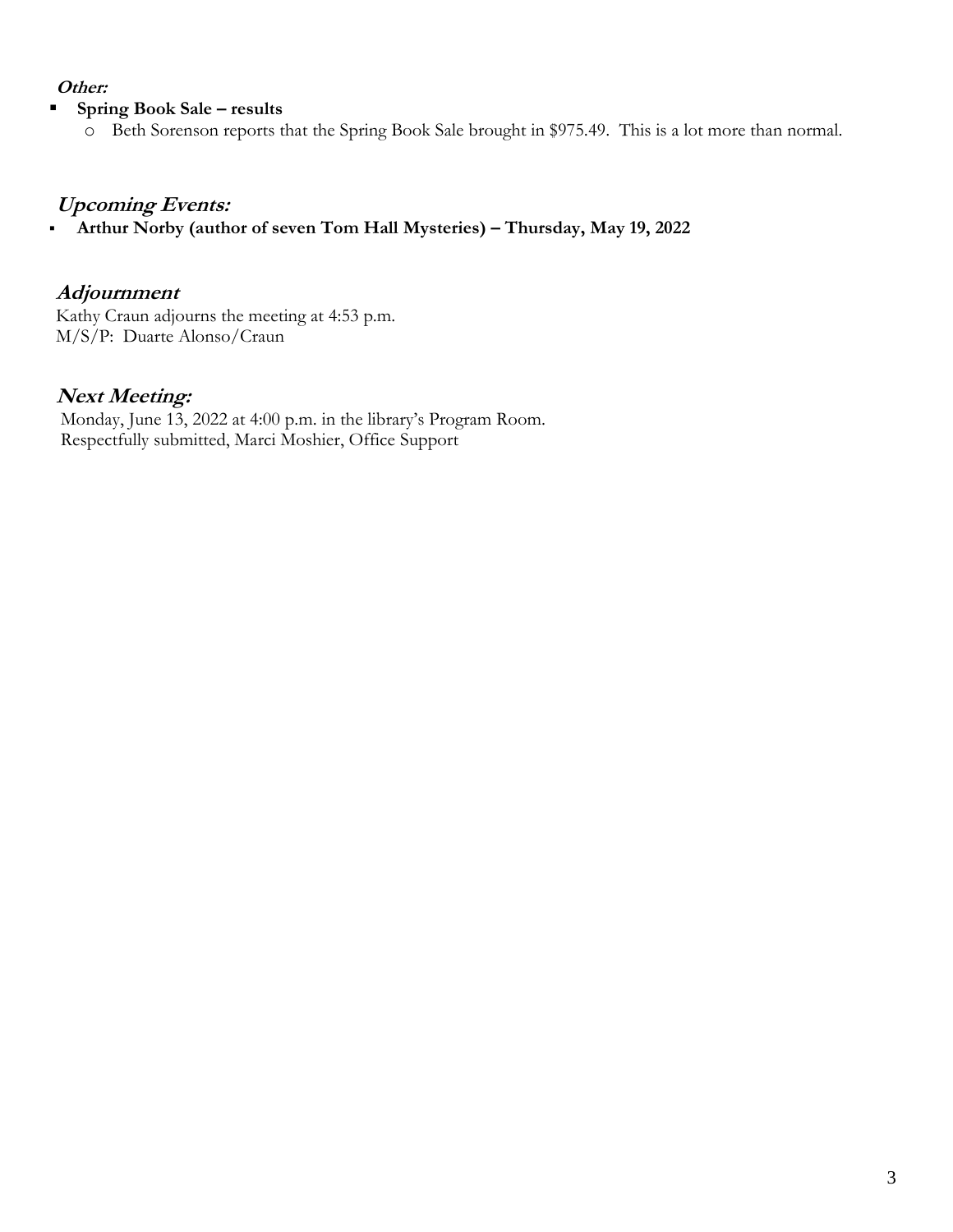***Other:***

- **Spring Book Sale – results**
  - Beth Sorenson reports that the Spring Book Sale brought in $975.49. This is a lot more than normal.

## *Upcoming Events:*

- **Arthur Norby (author of seven Tom Hall Mysteries) – Thursday, May 19, 2022**

## *Adjournment*

Kathy Craun adjourns the meeting at 4:53 p.m.
M/S/P: Duarte Alonso/Craun

## *Next Meeting:*

Monday, June 13, 2022 at 4:00 p.m. in the library's Program Room.
Respectfully submitted, Marci Moshier, Office Support